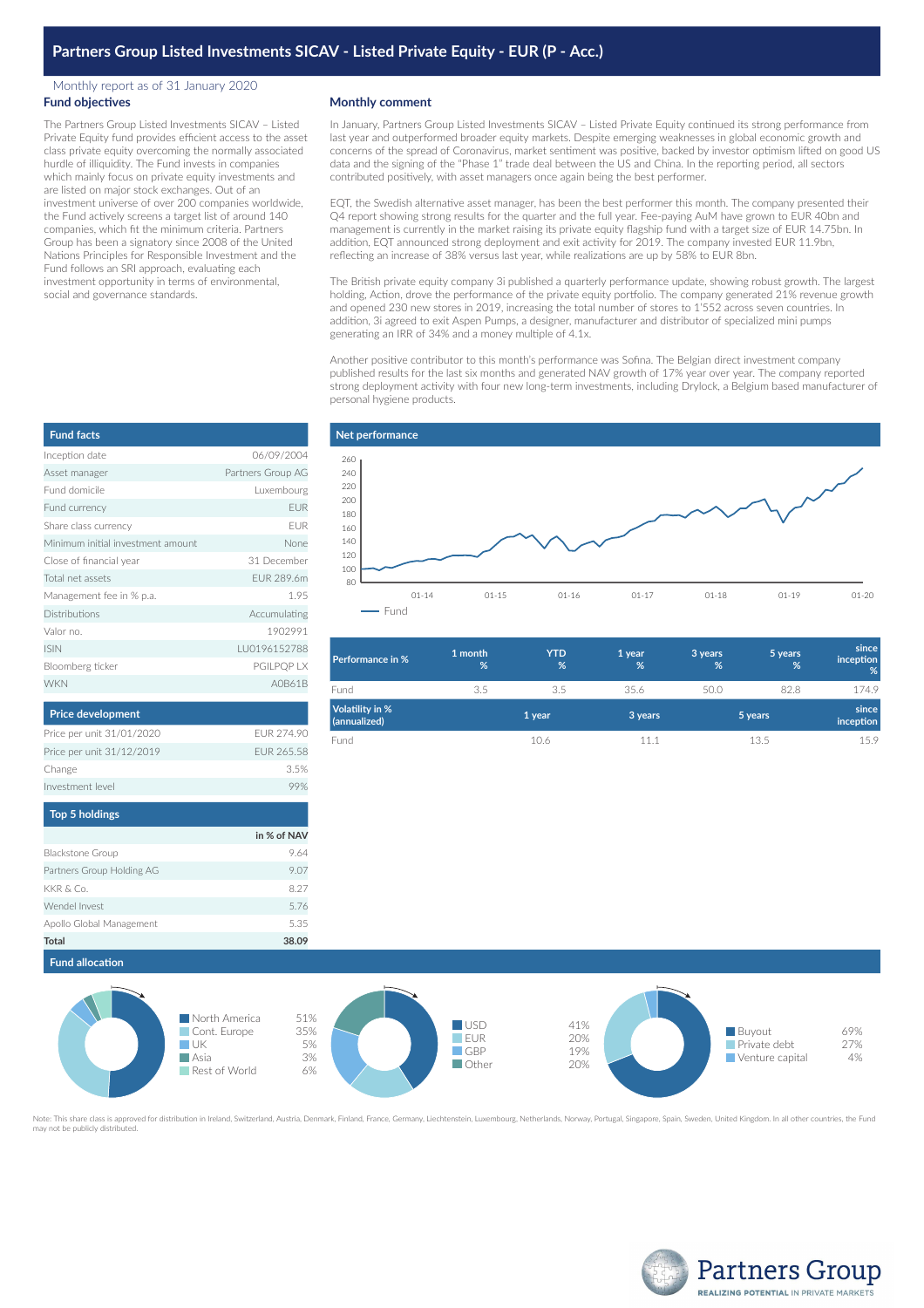# Partners Group Listed Investments SICAV - Listed Private Equity - EUR (P - Acc.)

Monthly report as of 31 January 2020

## Fund objectives

The Partners Group Listed Investments SICAV – Listed Private Equity fund provides efficient access to the asset class private equity overcoming the normally associated hurdle of illiquidity. The Fund invests in companies which mainly focus on private equity investments and are listed on major stock exchanges. Out of an investment universe of over 200 companies worldwide, the Fund actively screens a target list of around 140 companies, which fit the minimum criteria. Partners Group has been a signatory since 2008 of the United Nations Principles for Responsible Investment and the Fund follows an SRI approach, evaluating each investment opportunity in terms of environmental, social and governance standards.

## Monthly comment

In January, Partners Group Listed Investments SICAV – Listed Private Equity continued its strong performance from last year and outperformed broader equity markets. Despite emerging weaknesses in global economic growth and concerns of the spread of Coronavirus, market sentiment was positive, backed by investor optimism lifted on good US data and the signing of the "Phase 1" trade deal between the US and China. In the reporting period, all sectors contributed positively, with asset managers once again being the best performer.

EQT, the Swedish alternative asset manager, has been the best performer this month. The company presented their Q4 report showing strong results for the quarter and the full year. Fee-paying AuM have grown to EUR 40bn and management is currently in the market raising its private equity flagship fund with a target size of EUR 14.75bn. In addition, EQT announced strong deployment and exit activity for 2019. The company invested EUR 11.9bn, reflecting an increase of 38% versus last year, while realizations are up by 58% to EUR 8bn.

The British private equity company 3i published a quarterly performance update, showing robust growth. The largest holding, Action, drove the performance of the private equity portfolio. The company generated 21% revenue growth and opened 230 new stores in 2019, increasing the total number of stores to 1'552 across seven countries. In addition, 3i agreed to exit Aspen Pumps, a designer, manufacturer and distributor of specialized mini pumps generating an IRR of 34% and a money multiple of 4.1x.

Another positive contributor to this month's performance was Sofina. The Belgian direct investment company published results for the last six months and generated NAV growth of 17% year over year. The company reported strong deployment activity with four new long-term investments, including Drylock, a Belgium based manufacturer of personal hygiene products.

## Fund facts

| | |
|---|---|
| Inception date | 06/09/2004 |
| Asset manager | Partners Group AG |
| Fund domicile | Luxembourg |
| Fund currency | EUR |
| Share class currency | EUR |
| Minimum initial investment amount | None |
| Close of financial year | 31 December |
| Total net assets | EUR 289.6m |
| Management fee in % p.a. | 1.95 |
| Distributions | Accumulating |
| Valor no. | 1902991 |
| ISIN | LU0196152788 |
| Bloomberg ticker | PGILPQP LX |
| WKN | A0B61B |

## Price development

| | |
|---|---|
| Price per unit 31/01/2020 | EUR 274.90 |
| Price per unit 31/12/2019 | EUR 265.58 |
| Change | 3.5% |
| Investment level | 99% |

## Top 5 holdings

| | in % of NAV |
|---|---|
| Blackstone Group | 9.64 |
| Partners Group Holding AG | 9.07 |
| KKR & Co. | 8.27 |
| Wendel Invest | 5.76 |
| Apollo Global Management | 5.35 |
| **Total** | **38.09** |

## Net performance

| Performance in % | 1 month % | YTD % | 1 year % | 3 years % | 5 years % | since inception % |
|---|---|---|---|---|---|---|
| Fund | 3.5 | 3.5 | 35.6 | 50.0 | 82.8 | 174.9 |

| Volatility in % (annualized) | 1 year | 3 years | 5 years | since inception |
|---|---|---|---|---|
| Fund | 10.6 | 11.1 | 13.5 | 15.9 |

## Fund allocation

| Region | |
|---|---|
| North America | 51% |
| Cont. Europe | 35% |
| UK | 5% |
| Asia | 3% |
| Rest of World | 6% |

| Currency | |
|---|---|
| USD | 41% |
| EUR | 20% |
| GBP | 19% |
| Other | 20% |

| Type | |
|---|---|
| Buyout | 69% |
| Private debt | 27% |
| Venture capital | 4% |

Note: This share class is approved for distribution in Ireland, Switzerland, Austria, Denmark, Finland, France, Germany, Liechtenstein, Luxembourg, Netherlands, Norway, Portugal, Singapore, Spain, Sweden, United Kingdom. In all other countries, the Fund may not be publicly distributed.

Partners Group
REALIZING POTENTIAL IN PRIVATE MARKETS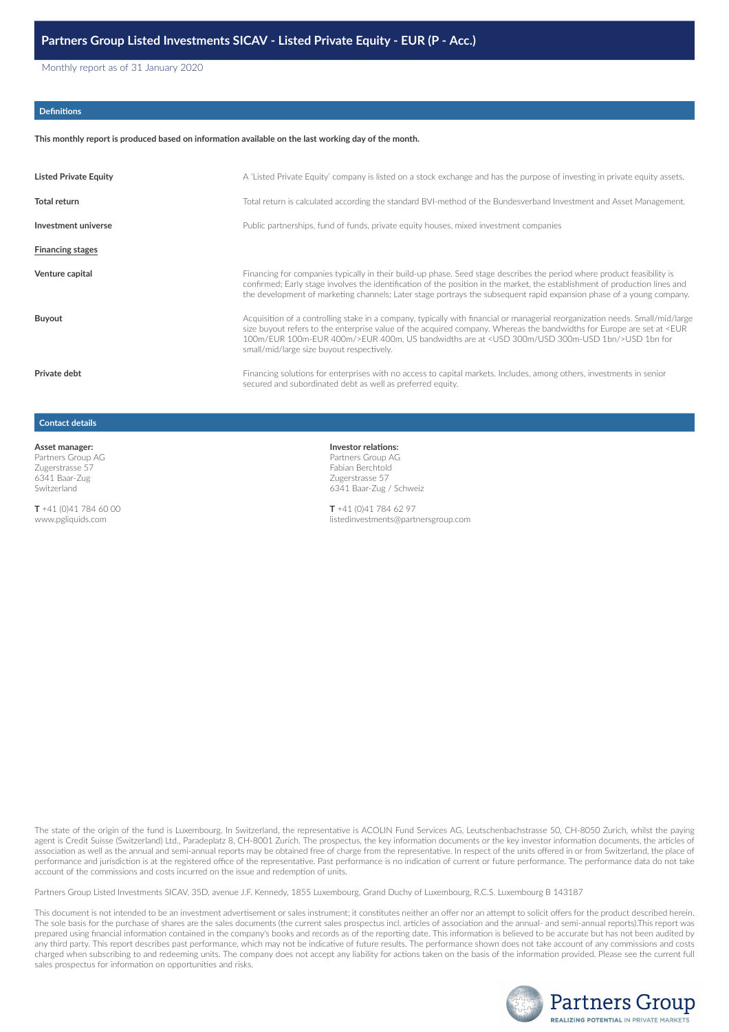# Partners Group Listed Investments SICAV - Listed Private Equity - EUR (P - Acc.)

Monthly report as of 31 January 2020

## Definitions

**This monthly report is produced based on information available on the last working day of the month.**

**Listed Private Equity**
A 'Listed Private Equity' company is listed on a stock exchange and has the purpose of investing in private equity assets.

**Total return**
Total return is calculated according the standard BVI-method of the Bundesverband Investment and Asset Management.

**Investment universe**
Public partnerships, fund of funds, private equity houses, mixed investment companies

**Financing stages**

**Venture capital**
Financing for companies typically in their build-up phase. Seed stage describes the period where product feasibility is confirmed; Early stage involves the identification of the position in the market, the establishment of production lines and the development of marketing channels; Later stage portrays the subsequent rapid expansion phase of a young company.

**Buyout**
Acquisition of a controlling stake in a company, typically with financial or managerial reorganization needs. Small/mid/large size buyout refers to the enterprise value of the acquired company. Whereas the bandwidths for Europe are set at <EUR 100m/EUR 100m-EUR 400m/>EUR 400m, US bandwidths are at <USD 300m/USD 300m-USD 1bn/>USD 1bn for small/mid/large size buyout respectively.

**Private debt**
Financing solutions for enterprises with no access to capital markets. Includes, among others, investments in senior secured and subordinated debt as well as preferred equity.

## Contact details

**Asset manager:**
Partners Group AG
Zugerstrasse 57
6341 Baar-Zug
Switzerland

**T** +41 (0)41 784 60 00
www.pgliquids.com

**Investor relations:**
Partners Group AG
Fabian Berchtold
Zugerstrasse 57
6341 Baar-Zug / Schweiz

**T** +41 (0)41 784 62 97
listedinvestments@partnersgroup.com

The state of the origin of the fund is Luxembourg. In Switzerland, the representative is ACOLIN Fund Services AG, Leutschenbachstrasse 50, CH-8050 Zurich, whilst the paying agent is Credit Suisse (Switzerland) Ltd., Paradeplatz 8, CH-8001 Zurich. The prospectus, the key information documents or the key investor information documents, the articles of association as well as the annual and semi-annual reports may be obtained free of charge from the representative. In respect of the units offered in or from Switzerland, the place of performance and jurisdiction is at the registered office of the representative. Past performance is no indication of current or future performance. The performance data do not take account of the commissions and costs incurred on the issue and redemption of units.

Partners Group Listed Investments SICAV, 35D, avenue J.F. Kennedy, 1855 Luxembourg, Grand Duchy of Luxembourg, R.C.S. Luxembourg B 143187

This document is not intended to be an investment advertisement or sales instrument; it constitutes neither an offer nor an attempt to solicit offers for the product described herein. The sole basis for the purchase of shares are the sales documents (the current sales prospectus incl. articles of association and the annual- and semi-annual reports).This report was prepared using financial information contained in the company's books and records as of the reporting date. This information is believed to be accurate but has not been audited by any third party. This report describes past performance, which may not be indicative of future results. The performance shown does not take account of any commissions and costs charged when subscribing to and redeeming units. The company does not accept any liability for actions taken on the basis of the information provided. Please see the current full sales prospectus for information on opportunities and risks.

Partners Group
REALIZING POTENTIAL IN PRIVATE MARKETS